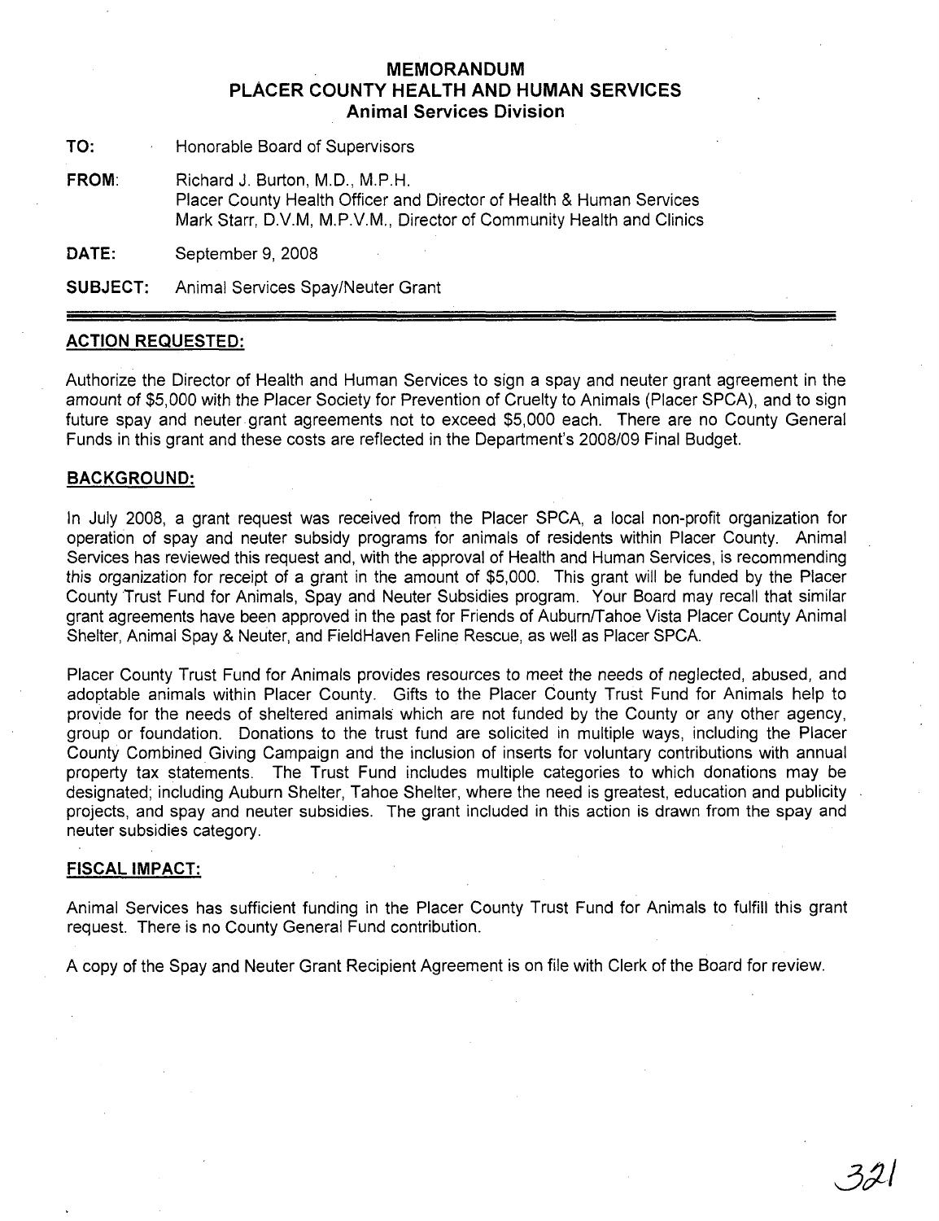# MEMORANDUM
# PLACER COUNTY HEALTH AND HUMAN SERVICES
## Animal Services Division

**TO:** Honorable Board of Supervisors

**FROM:** Richard J. Burton, M.D., M.P.H.
Placer County Health Officer and Director of Health & Human Services
Mark Starr, D.V.M, M.P.V.M., Director of Community Health and Clinics

**DATE:** September 9, 2008

**SUBJECT:** Animal Services Spay/Neuter Grant

---

### ACTION REQUESTED:

Authorize the Director of Health and Human Services to sign a spay and neuter grant agreement in the amount of $5,000 with the Placer Society for Prevention of Cruelty to Animals (Placer SPCA), and to sign future spay and neuter grant agreements not to exceed $5,000 each. There are no County General Funds in this grant and these costs are reflected in the Department's 2008/09 Final Budget.

### BACKGROUND:

In July 2008, a grant request was received from the Placer SPCA, a local non-profit organization for operation of spay and neuter subsidy programs for animals of residents within Placer County. Animal Services has reviewed this request and, with the approval of Health and Human Services, is recommending this organization for receipt of a grant in the amount of $5,000. This grant will be funded by the Placer County Trust Fund for Animals, Spay and Neuter Subsidies program. Your Board may recall that similar grant agreements have been approved in the past for Friends of Auburn/Tahoe Vista Placer County Animal Shelter, Animal Spay & Neuter, and FieldHaven Feline Rescue, as well as Placer SPCA.

Placer County Trust Fund for Animals provides resources to meet the needs of neglected, abused, and adoptable animals within Placer County. Gifts to the Placer County Trust Fund for Animals help to provide for the needs of sheltered animals which are not funded by the County or any other agency, group or foundation. Donations to the trust fund are solicited in multiple ways, including the Placer County Combined Giving Campaign and the inclusion of inserts for voluntary contributions with annual property tax statements. The Trust Fund includes multiple categories to which donations may be designated; including Auburn Shelter, Tahoe Shelter, where the need is greatest, education and publicity projects, and spay and neuter subsidies. The grant included in this action is drawn from the spay and neuter subsidies category.

### FISCAL IMPACT:

Animal Services has sufficient funding in the Placer County Trust Fund for Animals to fulfill this grant request. There is no County General Fund contribution.

A copy of the Spay and Neuter Grant Recipient Agreement is on file with Clerk of the Board for review.